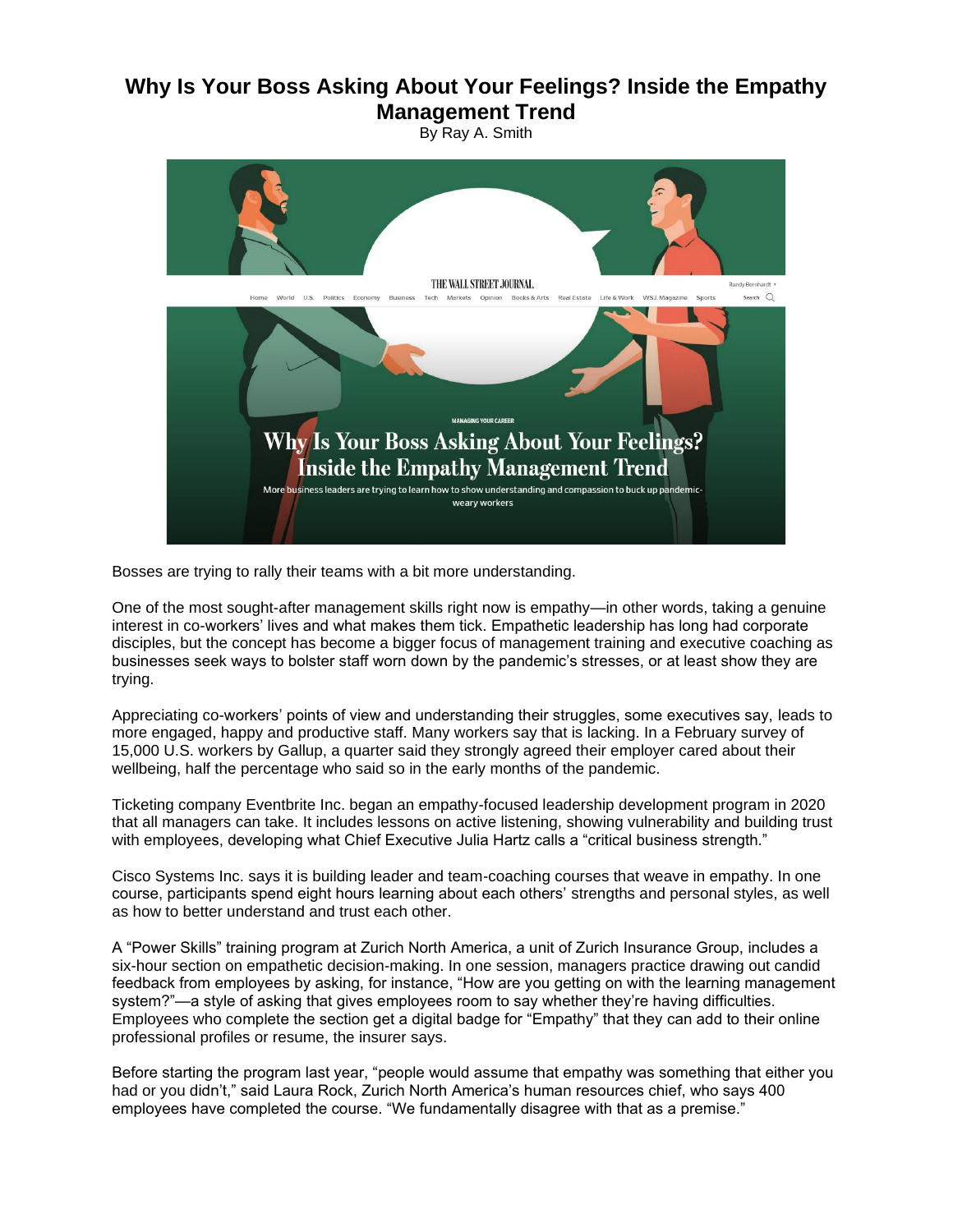# Why Is Your Boss Asking About Your Feelings? Inside the Empathy Management Trend

By Ray A. Smith

Bosses are trying to rally their teams with a bit more understanding.

One of the most sought-after management skills right now is empathy—in other words, taking a genuine interest in co-workers' lives and what makes them tick. Empathetic leadership has long had corporate disciples, but the concept has become a bigger focus of management training and executive coaching as businesses seek ways to bolster staff worn down by the pandemic's stresses, or at least show they are trying.

Appreciating co-workers' points of view and understanding their struggles, some executives say, leads to more engaged, happy and productive staff. Many workers say that is lacking. In a February survey of 15,000 U.S. workers by Gallup, a quarter said they strongly agreed their employer cared about their wellbeing, half the percentage who said so in the early months of the pandemic.

Ticketing company Eventbrite Inc. began an empathy-focused leadership development program in 2020 that all managers can take. It includes lessons on active listening, showing vulnerability and building trust with employees, developing what Chief Executive Julia Hartz calls a "critical business strength."

Cisco Systems Inc. says it is building leader and team-coaching courses that weave in empathy. In one course, participants spend eight hours learning about each others' strengths and personal styles, as well as how to better understand and trust each other.

A "Power Skills" training program at Zurich North America, a unit of Zurich Insurance Group, includes a six-hour section on empathetic decision-making. In one session, managers practice drawing out candid feedback from employees by asking, for instance, "How are you getting on with the learning management system?"—a style of asking that gives employees room to say whether they're having difficulties. Employees who complete the section get a digital badge for "Empathy" that they can add to their online professional profiles or resume, the insurer says.

Before starting the program last year, "people would assume that empathy was something that either you had or you didn't," said Laura Rock, Zurich North America's human resources chief, who says 400 employees have completed the course. "We fundamentally disagree with that as a premise."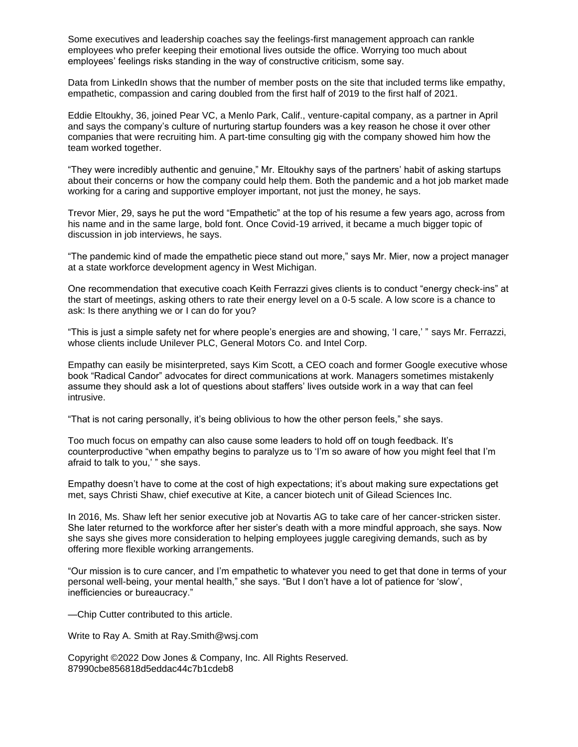Some executives and leadership coaches say the feelings-first management approach can rankle employees who prefer keeping their emotional lives outside the office. Worrying too much about employees' feelings risks standing in the way of constructive criticism, some say.

Data from LinkedIn shows that the number of member posts on the site that included terms like empathy, empathetic, compassion and caring doubled from the first half of 2019 to the first half of 2021.

Eddie Eltoukhy, 36, joined Pear VC, a Menlo Park, Calif., venture-capital company, as a partner in April and says the company's culture of nurturing startup founders was a key reason he chose it over other companies that were recruiting him. A part-time consulting gig with the company showed him how the team worked together.

"They were incredibly authentic and genuine," Mr. Eltoukhy says of the partners' habit of asking startups about their concerns or how the company could help them. Both the pandemic and a hot job market made working for a caring and supportive employer important, not just the money, he says.

Trevor Mier, 29, says he put the word "Empathetic" at the top of his resume a few years ago, across from his name and in the same large, bold font. Once Covid-19 arrived, it became a much bigger topic of discussion in job interviews, he says.

"The pandemic kind of made the empathetic piece stand out more," says Mr. Mier, now a project manager at a state workforce development agency in West Michigan.

One recommendation that executive coach Keith Ferrazzi gives clients is to conduct "energy check-ins" at the start of meetings, asking others to rate their energy level on a 0-5 scale. A low score is a chance to ask: Is there anything we or I can do for you?

"This is just a simple safety net for where people's energies are and showing, 'I care,' " says Mr. Ferrazzi, whose clients include Unilever PLC, General Motors Co. and Intel Corp.

Empathy can easily be misinterpreted, says Kim Scott, a CEO coach and former Google executive whose book "Radical Candor" advocates for direct communications at work. Managers sometimes mistakenly assume they should ask a lot of questions about staffers' lives outside work in a way that can feel intrusive.

"That is not caring personally, it's being oblivious to how the other person feels," she says.

Too much focus on empathy can also cause some leaders to hold off on tough feedback. It's counterproductive "when empathy begins to paralyze us to 'I'm so aware of how you might feel that I'm afraid to talk to you,' " she says.

Empathy doesn't have to come at the cost of high expectations; it's about making sure expectations get met, says Christi Shaw, chief executive at Kite, a cancer biotech unit of Gilead Sciences Inc.

In 2016, Ms. Shaw left her senior executive job at Novartis AG to take care of her cancer-stricken sister. She later returned to the workforce after her sister's death with a more mindful approach, she says. Now she says she gives more consideration to helping employees juggle caregiving demands, such as by offering more flexible working arrangements.

"Our mission is to cure cancer, and I'm empathetic to whatever you need to get that done in terms of your personal well-being, your mental health," she says. "But I don't have a lot of patience for 'slow', inefficiencies or bureaucracy."

—Chip Cutter contributed to this article.

Write to Ray A. Smith at Ray.Smith@wsj.com

Copyright ©2022 Dow Jones & Company, Inc. All Rights Reserved.
87990cbe856818d5eddac44c7b1cdeb8